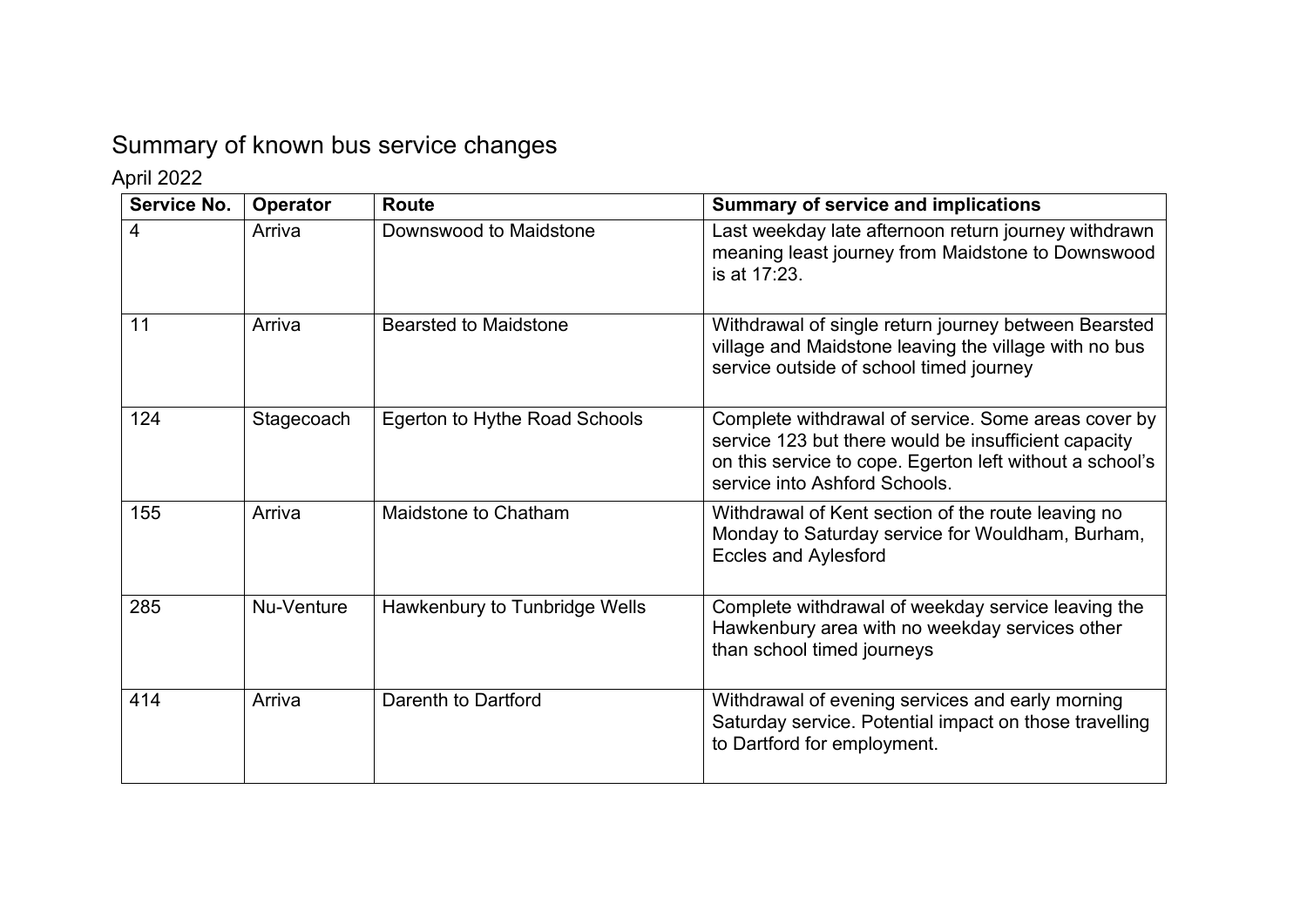# Summary of known bus service changes

April 2022

| Service No. | Operator | Route | Summary of service and implications |
| --- | --- | --- | --- |
| 4 | Arriva | Downswood to Maidstone | Last weekday late afternoon return journey withdrawn meaning least journey from Maidstone to Downswood is at 17:23. |
| 11 | Arriva | Bearsted to Maidstone | Withdrawal of single return journey between Bearsted village and Maidstone leaving the village with no bus service outside of school timed journey |
| 124 | Stagecoach | Egerton to Hythe Road Schools | Complete withdrawal of service. Some areas cover by service 123 but there would be insufficient capacity on this service to cope. Egerton left without a school's service into Ashford Schools. |
| 155 | Arriva | Maidstone to Chatham | Withdrawal of Kent section of the route leaving no Monday to Saturday service for Wouldham, Burham, Eccles and Aylesford |
| 285 | Nu-Venture | Hawkenbury to Tunbridge Wells | Complete withdrawal of weekday service leaving the Hawkenbury area with no weekday services other than school timed journeys |
| 414 | Arriva | Darenth to Dartford | Withdrawal of evening services and early morning Saturday service. Potential impact on those travelling to Dartford for employment. |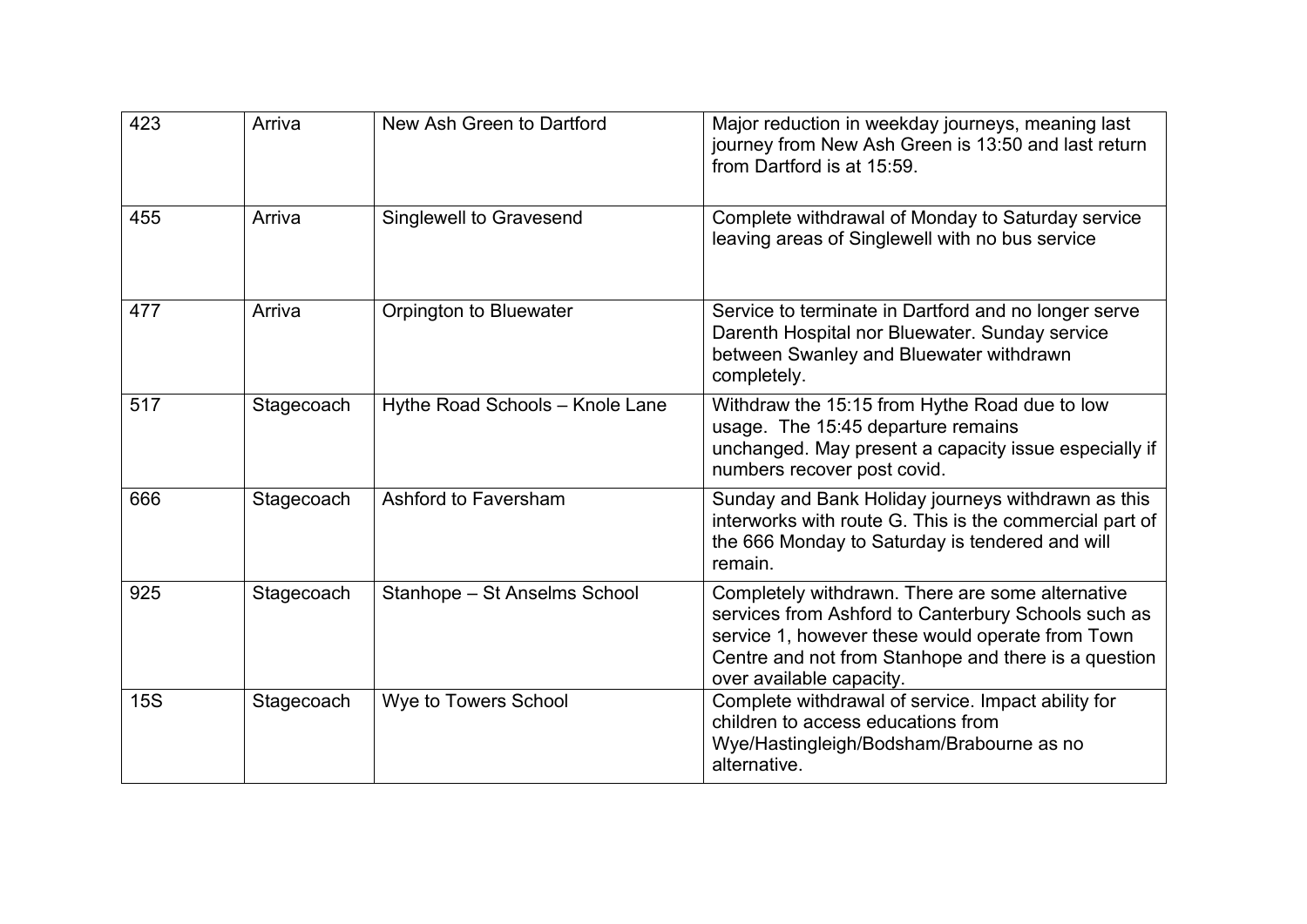| 423 | Arriva | New Ash Green to Dartford | Major reduction in weekday journeys, meaning last journey from New Ash Green is 13:50 and last return from Dartford is at 15:59. |
|---|---|---|---|
| 455 | Arriva | Singlewell to Gravesend | Complete withdrawal of Monday to Saturday service leaving areas of Singlewell with no bus service |
| 477 | Arriva | Orpington to Bluewater | Service to terminate in Dartford and no longer serve Darenth Hospital nor Bluewater. Sunday service between Swanley and Bluewater withdrawn completely. |
| 517 | Stagecoach | Hythe Road Schools – Knole Lane | Withdraw the 15:15 from Hythe Road due to low usage. The 15:45 departure remains unchanged. May present a capacity issue especially if numbers recover post covid. |
| 666 | Stagecoach | Ashford to Faversham | Sunday and Bank Holiday journeys withdrawn as this interworks with route G. This is the commercial part of the 666 Monday to Saturday is tendered and will remain. |
| 925 | Stagecoach | Stanhope – St Anselms School | Completely withdrawn. There are some alternative services from Ashford to Canterbury Schools such as service 1, however these would operate from Town Centre and not from Stanhope and there is a question over available capacity. |
| 15S | Stagecoach | Wye to Towers School | Complete withdrawal of service. Impact ability for children to access educations from Wye/Hastingleigh/Bodsham/Brabourne as no alternative. |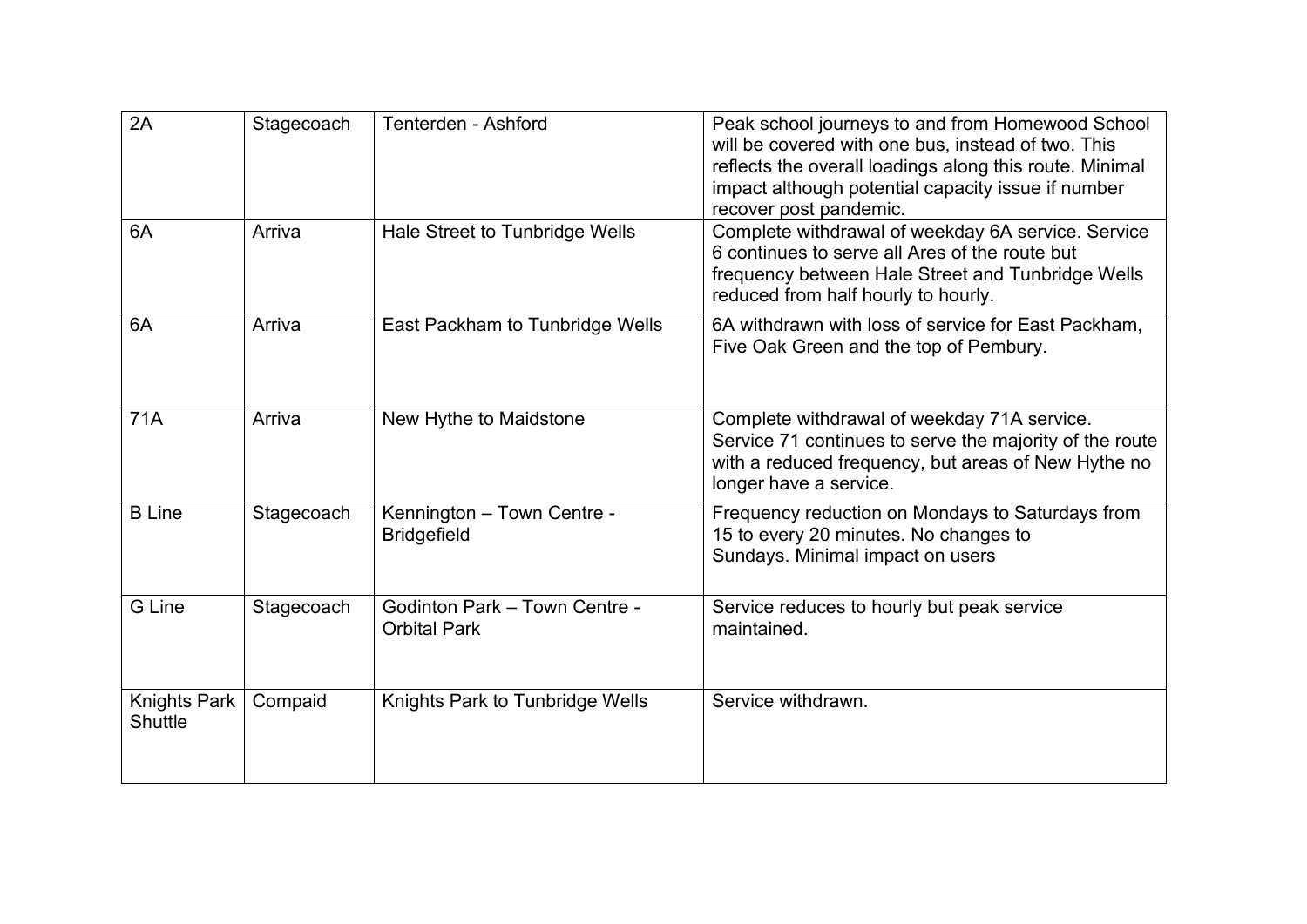| 2A | Stagecoach | Tenterden - Ashford | Peak school journeys to and from Homewood School will be covered with one bus, instead of two. This reflects the overall loadings along this route. Minimal impact although potential capacity issue if number recover post pandemic. |
|---|---|---|---|
| 6A | Arriva | Hale Street to Tunbridge Wells | Complete withdrawal of weekday 6A service. Service 6 continues to serve all Ares of the route but frequency between Hale Street and Tunbridge Wells reduced from half hourly to hourly. |
| 6A | Arriva | East Packham to Tunbridge Wells | 6A withdrawn with loss of service for East Packham, Five Oak Green and the top of Pembury. |
| 71A | Arriva | New Hythe to Maidstone | Complete withdrawal of weekday 71A service. Service 71 continues to serve the majority of the route with a reduced frequency, but areas of New Hythe no longer have a service. |
| B Line | Stagecoach | Kennington – Town Centre - Bridgefield | Frequency reduction on Mondays to Saturdays from 15 to every 20 minutes. No changes to Sundays. Minimal impact on users |
| G Line | Stagecoach | Godinton Park – Town Centre - Orbital Park | Service reduces to hourly but peak service maintained. |
| Knights Park Shuttle | Compaid | Knights Park to Tunbridge Wells | Service withdrawn. |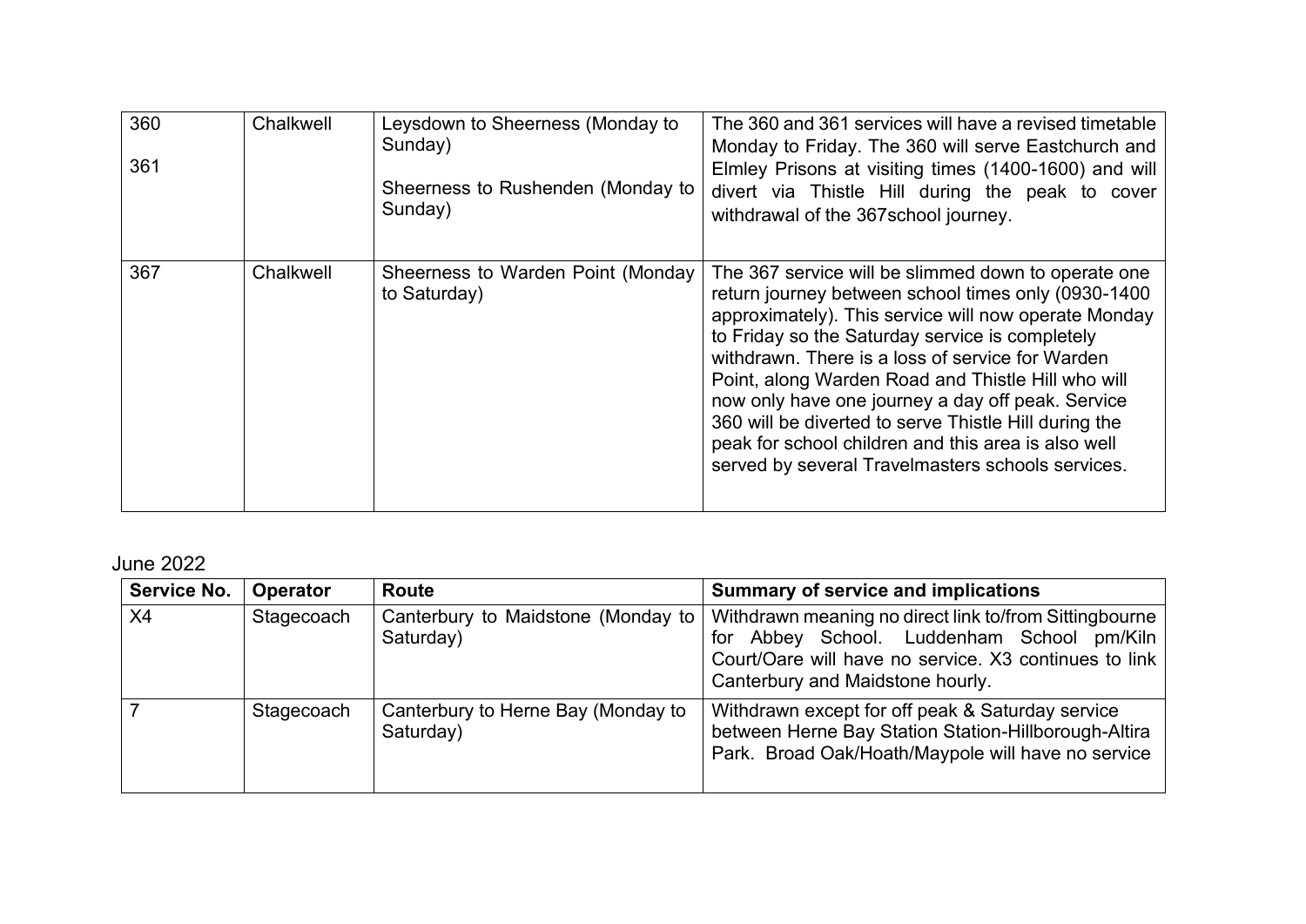| | | | |
|---|---|---|---|
| 360<br><br>361 | Chalkwell | Leysdown to Sheerness (Monday to Sunday)<br><br>Sheerness to Rushenden (Monday to Sunday) | The 360 and 361 services will have a revised timetable Monday to Friday. The 360 will serve Eastchurch and Elmley Prisons at visiting times (1400-1600) and will divert via Thistle Hill during the peak to cover withdrawal of the 367school journey. |
| 367 | Chalkwell | Sheerness to Warden Point (Monday to Saturday) | The 367 service will be slimmed down to operate one return journey between school times only (0930-1400 approximately). This service will now operate Monday to Friday so the Saturday service is completely withdrawn. There is a loss of service for Warden Point, along Warden Road and Thistle Hill who will now only have one journey a day off peak. Service 360 will be diverted to serve Thistle Hill during the peak for school children and this area is also well served by several Travelmasters schools services. |

June 2022

| Service No. | Operator | Route | Summary of service and implications |
|---|---|---|---|
| X4 | Stagecoach | Canterbury to Maidstone (Monday to Saturday) | Withdrawn meaning no direct link to/from Sittingbourne for Abbey School. Luddenham School pm/Kiln Court/Oare will have no service. X3 continues to link Canterbury and Maidstone hourly. |
| 7 | Stagecoach | Canterbury to Herne Bay (Monday to Saturday) | Withdrawn except for off peak & Saturday service between Herne Bay Station Station-Hillborough-Altira Park. Broad Oak/Hoath/Maypole will have no service |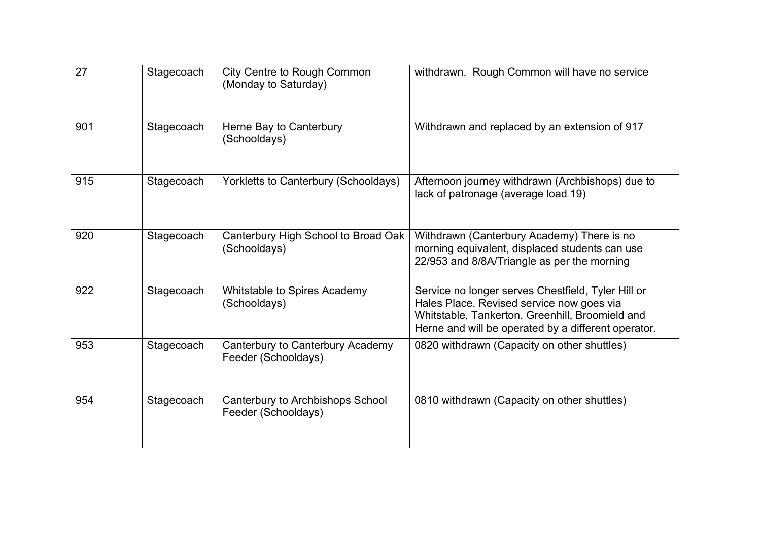| 27 | Stagecoach | City Centre to Rough Common (Monday to Saturday) | withdrawn. Rough Common will have no service |
|---|---|---|---|
| 901 | Stagecoach | Herne Bay to Canterbury (Schooldays) | Withdrawn and replaced by an extension of 917 |
| 915 | Stagecoach | Yorkletts to Canterbury (Schooldays) | Afternoon journey withdrawn (Archbishops) due to lack of patronage (average load 19) |
| 920 | Stagecoach | Canterbury High School to Broad Oak (Schooldays) | Withdrawn (Canterbury Academy) There is no morning equivalent, displaced students can use 22/953 and 8/8A/Triangle as per the morning |
| 922 | Stagecoach | Whitstable to Spires Academy (Schooldays) | Service no longer serves Chestfield, Tyler Hill or Hales Place. Revised service now goes via Whitstable, Tankerton, Greenhill, Broomield and Herne and will be operated by a different operator. |
| 953 | Stagecoach | Canterbury to Canterbury Academy Feeder (Schooldays) | 0820 withdrawn (Capacity on other shuttles) |
| 954 | Stagecoach | Canterbury to Archbishops School Feeder (Schooldays) | 0810 withdrawn (Capacity on other shuttles) |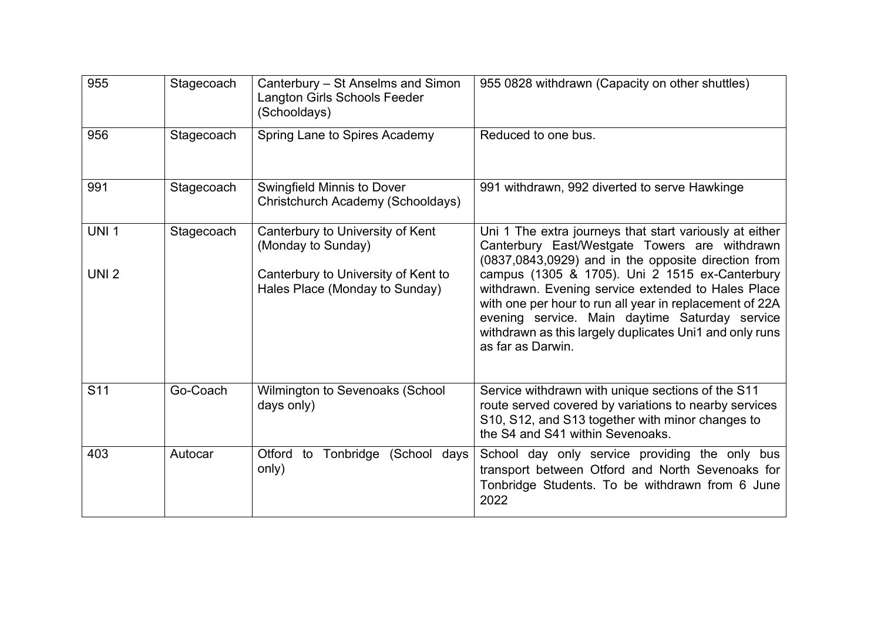| 955 | Stagecoach | Canterbury – St Anselms and Simon Langton Girls Schools Feeder (Schooldays) | 955 0828 withdrawn (Capacity on other shuttles) |
|---|---|---|---|
| 956 | Stagecoach | Spring Lane to Spires Academy | Reduced to one bus. |
| 991 | Stagecoach | Swingfield Minnis to Dover Christchurch Academy (Schooldays) | 991 withdrawn, 992 diverted to serve Hawkinge |
| UNI 1<br><br>UNI 2 | Stagecoach | Canterbury to University of Kent (Monday to Sunday)<br><br>Canterbury to University of Kent to Hales Place (Monday to Sunday) | Uni 1 The extra journeys that start variously at either Canterbury East/Westgate Towers are withdrawn (0837,0843,0929) and in the opposite direction from campus (1305 & 1705). Uni 2 1515 ex-Canterbury withdrawn. Evening service extended to Hales Place with one per hour to run all year in replacement of 22A evening service. Main daytime Saturday service withdrawn as this largely duplicates Uni1 and only runs as far as Darwin. |
| S11 | Go-Coach | Wilmington to Sevenoaks (School days only) | Service withdrawn with unique sections of the S11 route served covered by variations to nearby services S10, S12, and S13 together with minor changes to the S4 and S41 within Sevenoaks. |
| 403 | Autocar | Otford to Tonbridge (School days only) | School day only service providing the only bus transport between Otford and North Sevenoaks for Tonbridge Students. To be withdrawn from 6 June 2022 |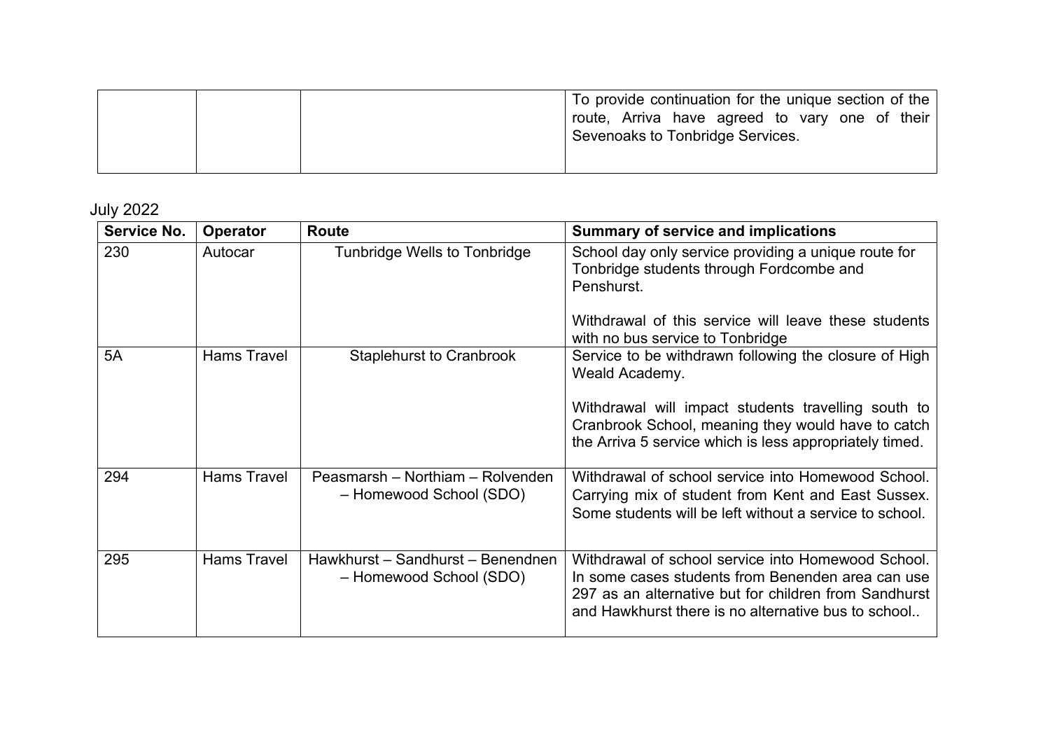| | | | |
|---|---|---|---|
| | | | To provide continuation for the unique section of the route, Arriva have agreed to vary one of their Sevenoaks to Tonbridge Services. |

July 2022

| Service No. | Operator | Route | Summary of service and implications |
|---|---|---|---|
| 230 | Autocar | Tunbridge Wells to Tonbridge | School day only service providing a unique route for Tonbridge students through Fordcombe and Penshurst.<br><br>Withdrawal of this service will leave these students with no bus service to Tonbridge |
| 5A | Hams Travel | Staplehurst to Cranbrook | Service to be withdrawn following the closure of High Weald Academy.<br><br>Withdrawal will impact students travelling south to Cranbrook School, meaning they would have to catch the Arriva 5 service which is less appropriately timed. |
| 294 | Hams Travel | Peasmarsh – Northiam – Rolvenden – Homewood School (SDO) | Withdrawal of school service into Homewood School. Carrying mix of student from Kent and East Sussex. Some students will be left without a service to school. |
| 295 | Hams Travel | Hawkhurst – Sandhurst – Benendnen – Homewood School (SDO) | Withdrawal of school service into Homewood School. In some cases students from Benenden area can use 297 as an alternative but for children from Sandhurst and Hawkhurst there is no alternative bus to school.. |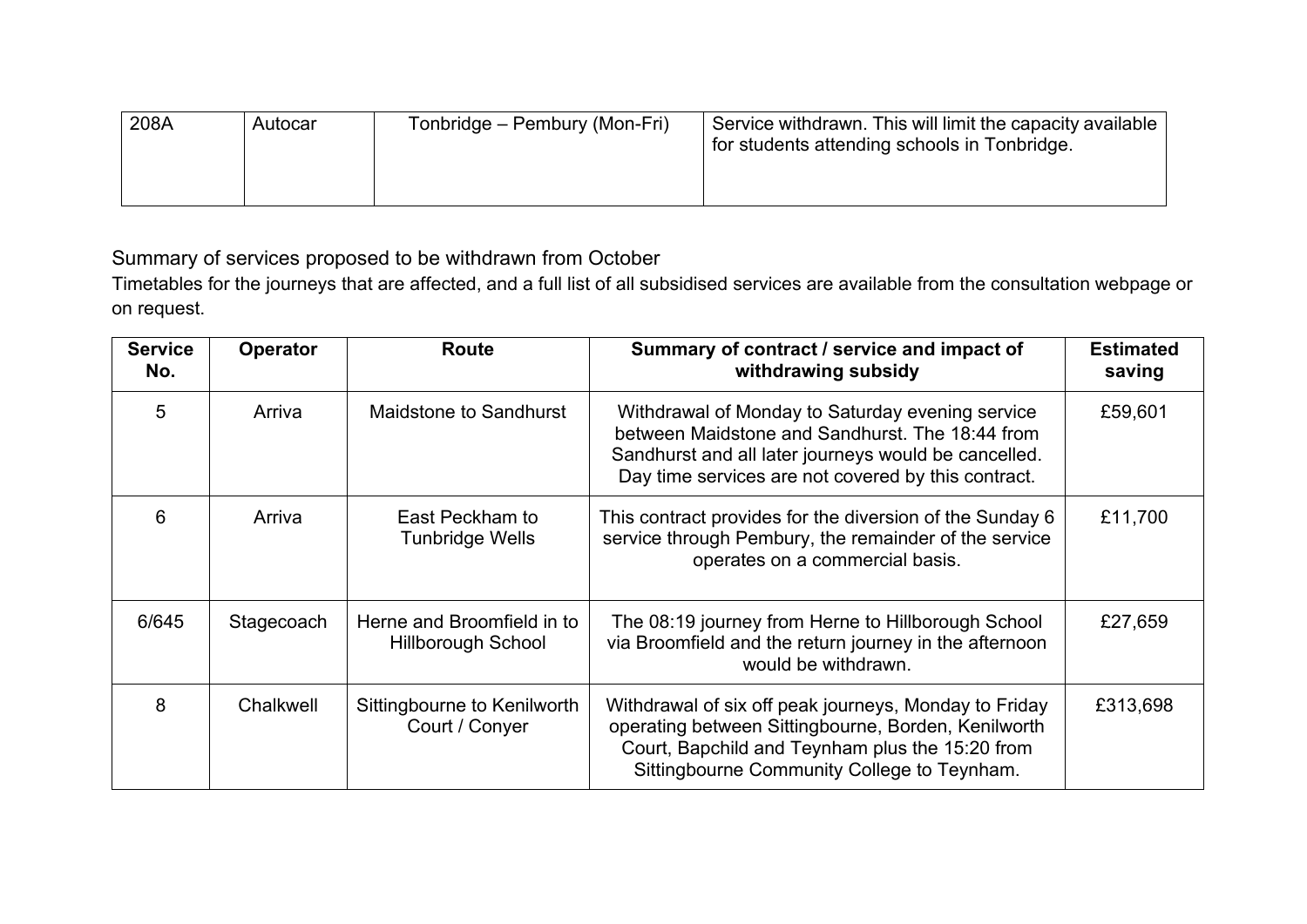| 208A | Autocar | Tonbridge – Pembury (Mon-Fri) | Service withdrawn. This will limit the capacity available for students attending schools in Tonbridge. |
|---|---|---|---|

Summary of services proposed to be withdrawn from October

Timetables for the journeys that are affected, and a full list of all subsidised services are available from the consultation webpage or on request.

| Service No. | Operator | Route | Summary of contract / service and impact of withdrawing subsidy | Estimated saving |
|---|---|---|---|---|
| 5 | Arriva | Maidstone to Sandhurst | Withdrawal of Monday to Saturday evening service between Maidstone and Sandhurst. The 18:44 from Sandhurst and all later journeys would be cancelled. Day time services are not covered by this contract. | £59,601 |
| 6 | Arriva | East Peckham to Tunbridge Wells | This contract provides for the diversion of the Sunday 6 service through Pembury, the remainder of the service operates on a commercial basis. | £11,700 |
| 6/645 | Stagecoach | Herne and Broomfield in to Hillborough School | The 08:19 journey from Herne to Hillborough School via Broomfield and the return journey in the afternoon would be withdrawn. | £27,659 |
| 8 | Chalkwell | Sittingbourne to Kenilworth Court / Conyer | Withdrawal of six off peak journeys, Monday to Friday operating between Sittingbourne, Borden, Kenilworth Court, Bapchild and Teynham plus the 15:20 from Sittingbourne Community College to Teynham. | £313,698 |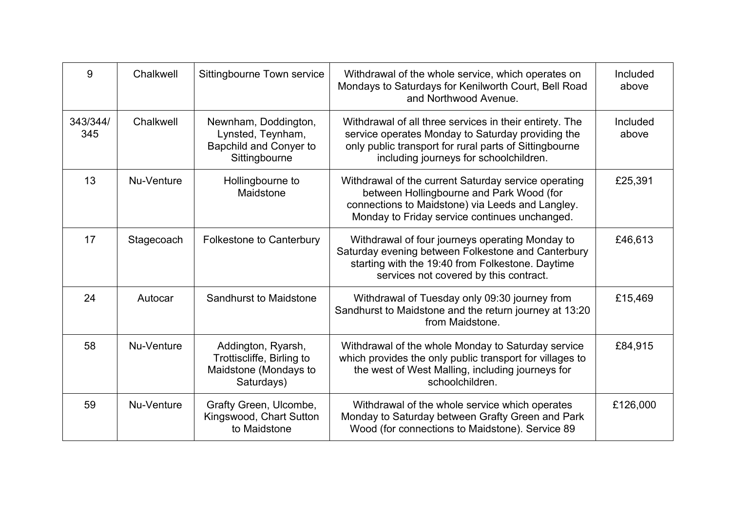| 9 | Chalkwell | Sittingbourne Town service | Withdrawal of the whole service, which operates on Mondays to Saturdays for Kenilworth Court, Bell Road and Northwood Avenue. | Included above |
|---|---|---|---|---|
| 343/344/345 | Chalkwell | Newnham, Doddington, Lynsted, Teynham, Bapchild and Conyer to Sittingbourne | Withdrawal of all three services in their entirety. The service operates Monday to Saturday providing the only public transport for rural parts of Sittingbourne including journeys for schoolchildren. | Included above |
| 13 | Nu-Venture | Hollingbourne to Maidstone | Withdrawal of the current Saturday service operating between Hollingbourne and Park Wood (for connections to Maidstone) via Leeds and Langley. Monday to Friday service continues unchanged. | £25,391 |
| 17 | Stagecoach | Folkestone to Canterbury | Withdrawal of four journeys operating Monday to Saturday evening between Folkestone and Canterbury starting with the 19:40 from Folkestone. Daytime services not covered by this contract. | £46,613 |
| 24 | Autocar | Sandhurst to Maidstone | Withdrawal of Tuesday only 09:30 journey from Sandhurst to Maidstone and the return journey at 13:20 from Maidstone. | £15,469 |
| 58 | Nu-Venture | Addington, Ryarsh, Trottiscliffe, Birling to Maidstone (Mondays to Saturdays) | Withdrawal of the whole Monday to Saturday service which provides the only public transport for villages to the west of West Malling, including journeys for schoolchildren. | £84,915 |
| 59 | Nu-Venture | Grafty Green, Ulcombe, Kingswood, Chart Sutton to Maidstone | Withdrawal of the whole service which operates Monday to Saturday between Grafty Green and Park Wood (for connections to Maidstone). Service 89 | £126,000 |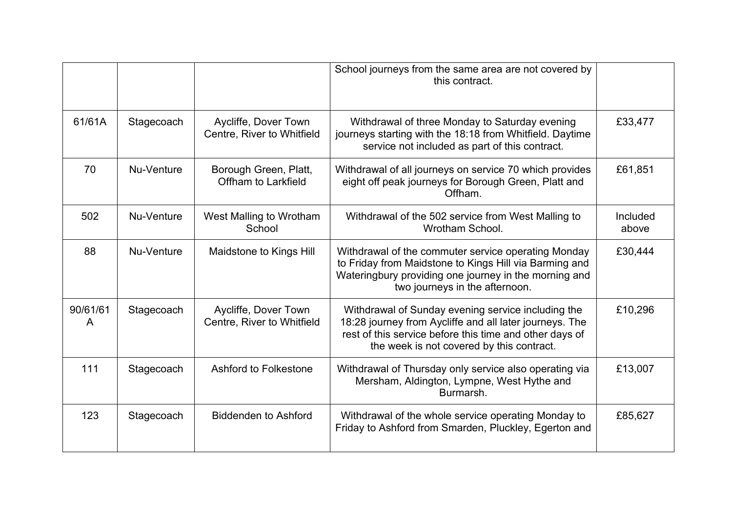| | | | | |
|---|---|---|---|---|
| | | | School journeys from the same area are not covered by this contract. | |
| 61/61A | Stagecoach | Aycliffe, Dover Town Centre, River to Whitfield | Withdrawal of three Monday to Saturday evening journeys starting with the 18:18 from Whitfield. Daytime service not included as part of this contract. | £33,477 |
| 70 | Nu-Venture | Borough Green, Platt, Offham to Larkfield | Withdrawal of all journeys on service 70 which provides eight off peak journeys for Borough Green, Platt and Offham. | £61,851 |
| 502 | Nu-Venture | West Malling to Wrotham School | Withdrawal of the 502 service from West Malling to Wrotham School. | Included above |
| 88 | Nu-Venture | Maidstone to Kings Hill | Withdrawal of the commuter service operating Monday to Friday from Maidstone to Kings Hill via Barming and Wateringbury providing one journey in the morning and two journeys in the afternoon. | £30,444 |
| 90/61/61A | Stagecoach | Aycliffe, Dover Town Centre, River to Whitfield | Withdrawal of Sunday evening service including the 18:28 journey from Aycliffe and all later journeys. The rest of this service before this time and other days of the week is not covered by this contract. | £10,296 |
| 111 | Stagecoach | Ashford to Folkestone | Withdrawal of Thursday only service also operating via Mersham, Aldington, Lympne, West Hythe and Burmarsh. | £13,007 |
| 123 | Stagecoach | Biddenden to Ashford | Withdrawal of the whole service operating Monday to Friday to Ashford from Smarden, Pluckley, Egerton and | £85,627 |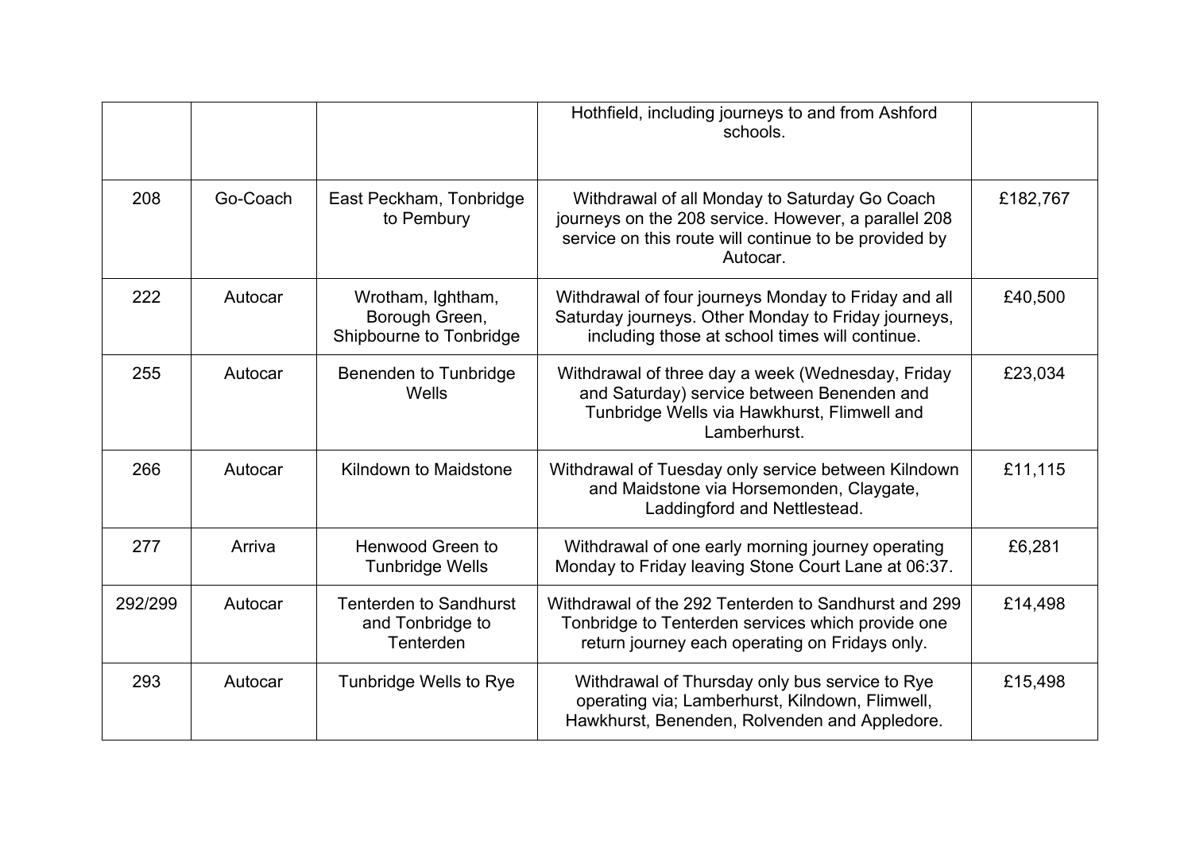| | | | | |
|---|---|---|---|---|
| | | | Hothfield, including journeys to and from Ashford schools. | |
| 208 | Go-Coach | East Peckham, Tonbridge to Pembury | Withdrawal of all Monday to Saturday Go Coach journeys on the 208 service. However, a parallel 208 service on this route will continue to be provided by Autocar. | £182,767 |
| 222 | Autocar | Wrotham, Ightham, Borough Green, Shipbourne to Tonbridge | Withdrawal of four journeys Monday to Friday and all Saturday journeys. Other Monday to Friday journeys, including those at school times will continue. | £40,500 |
| 255 | Autocar | Benenden to Tunbridge Wells | Withdrawal of three day a week (Wednesday, Friday and Saturday) service between Benenden and Tunbridge Wells via Hawkhurst, Flimwell and Lamberhurst. | £23,034 |
| 266 | Autocar | Kilndown to Maidstone | Withdrawal of Tuesday only service between Kilndown and Maidstone via Horsemonden, Claygate, Laddingford and Nettlestead. | £11,115 |
| 277 | Arriva | Henwood Green to Tunbridge Wells | Withdrawal of one early morning journey operating Monday to Friday leaving Stone Court Lane at 06:37. | £6,281 |
| 292/299 | Autocar | Tenterden to Sandhurst and Tonbridge to Tenterden | Withdrawal of the 292 Tenterden to Sandhurst and 299 Tonbridge to Tenterden services which provide one return journey each operating on Fridays only. | £14,498 |
| 293 | Autocar | Tunbridge Wells to Rye | Withdrawal of Thursday only bus service to Rye operating via; Lamberhurst, Kilndown, Flimwell, Hawkhurst, Benenden, Rolvenden and Appledore. | £15,498 |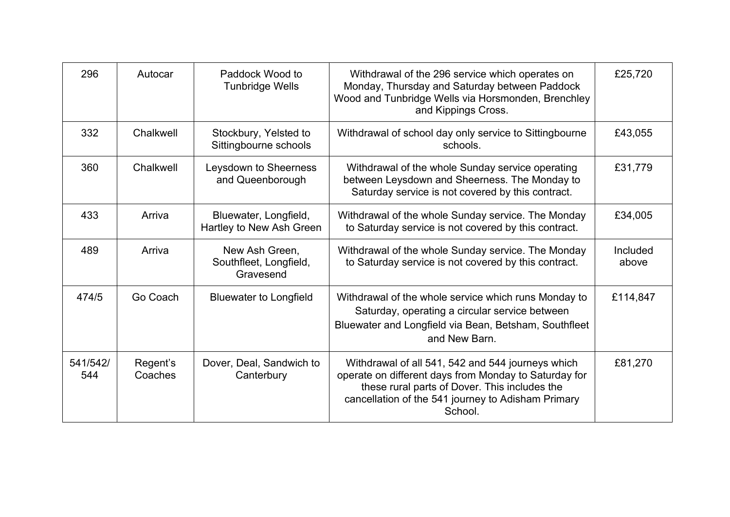| 296 | Autocar | Paddock Wood to Tunbridge Wells | Withdrawal of the 296 service which operates on Monday, Thursday and Saturday between Paddock Wood and Tunbridge Wells via Horsmonden, Brenchley and Kippings Cross. | £25,720 |
|---|---|---|---|---|
| 332 | Chalkwell | Stockbury, Yelsted to Sittingbourne schools | Withdrawal of school day only service to Sittingbourne schools. | £43,055 |
| 360 | Chalkwell | Leysdown to Sheerness and Queenborough | Withdrawal of the whole Sunday service operating between Leysdown and Sheerness. The Monday to Saturday service is not covered by this contract. | £31,779 |
| 433 | Arriva | Bluewater, Longfield, Hartley to New Ash Green | Withdrawal of the whole Sunday service. The Monday to Saturday service is not covered by this contract. | £34,005 |
| 489 | Arriva | New Ash Green, Southfleet, Longfield, Gravesend | Withdrawal of the whole Sunday service. The Monday to Saturday service is not covered by this contract. | Included above |
| 474/5 | Go Coach | Bluewater to Longfield | Withdrawal of the whole service which runs Monday to Saturday, operating a circular service between Bluewater and Longfield via Bean, Betsham, Southfleet and New Barn. | £114,847 |
| 541/542/544 | Regent's Coaches | Dover, Deal, Sandwich to Canterbury | Withdrawal of all 541, 542 and 544 journeys which operate on different days from Monday to Saturday for these rural parts of Dover. This includes the cancellation of the 541 journey to Adisham Primary School. | £81,270 |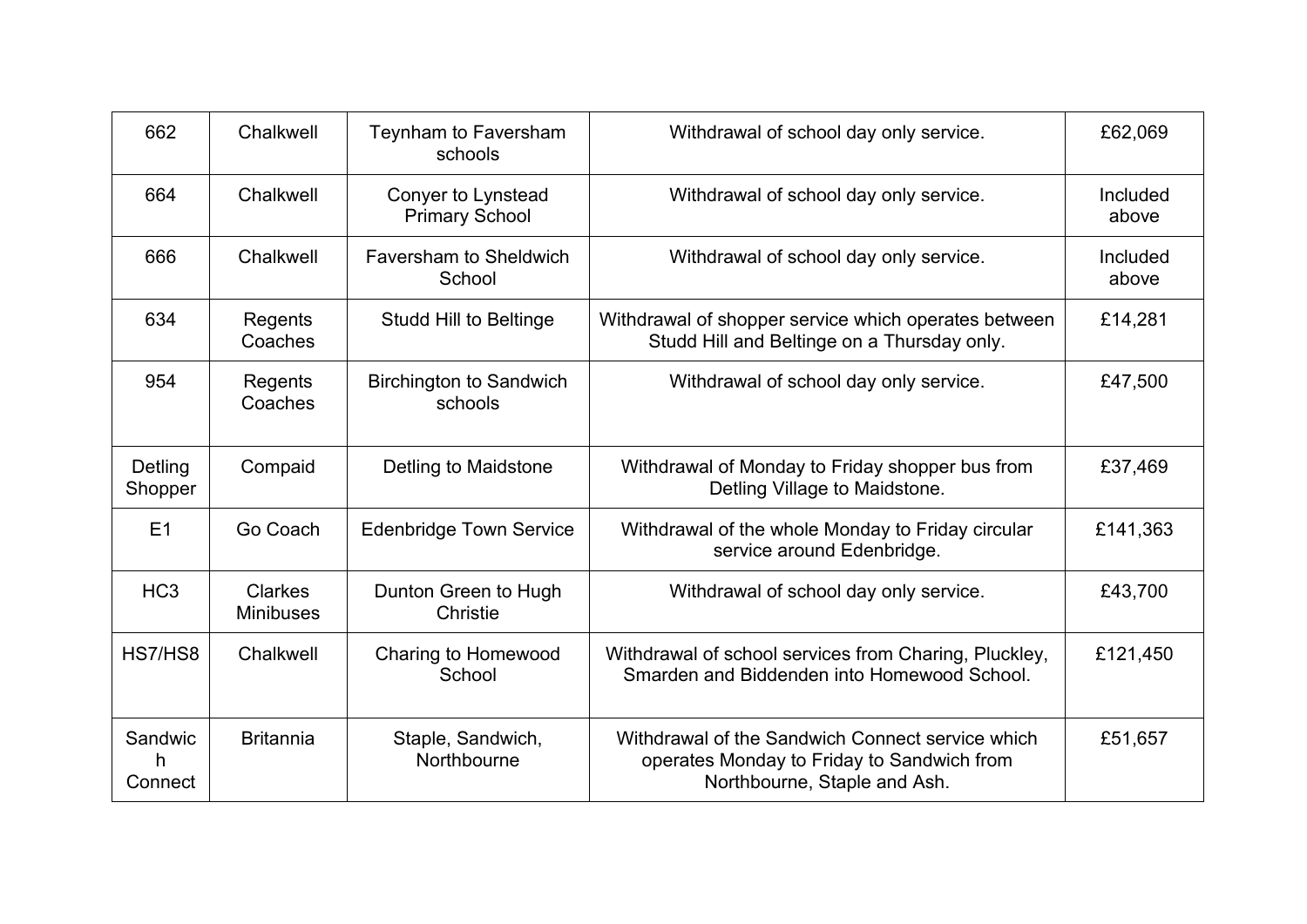| 662 | Chalkwell | Teynham to Faversham schools | Withdrawal of school day only service. | £62,069 |
|---|---|---|---|---|
| 664 | Chalkwell | Conyer to Lynstead Primary School | Withdrawal of school day only service. | Included above |
| 666 | Chalkwell | Faversham to Sheldwich School | Withdrawal of school day only service. | Included above |
| 634 | Regents Coaches | Studd Hill to Beltinge | Withdrawal of shopper service which operates between Studd Hill and Beltinge on a Thursday only. | £14,281 |
| 954 | Regents Coaches | Birchington to Sandwich schools | Withdrawal of school day only service. | £47,500 |
| Detling Shopper | Compaid | Detling to Maidstone | Withdrawal of Monday to Friday shopper bus from Detling Village to Maidstone. | £37,469 |
| E1 | Go Coach | Edenbridge Town Service | Withdrawal of the whole Monday to Friday circular service around Edenbridge. | £141,363 |
| HC3 | Clarkes Minibuses | Dunton Green to Hugh Christie | Withdrawal of school day only service. | £43,700 |
| HS7/HS8 | Chalkwell | Charing to Homewood School | Withdrawal of school services from Charing, Pluckley, Smarden and Biddenden into Homewood School. | £121,450 |
| Sandwich Connect | Britannia | Staple, Sandwich, Northbourne | Withdrawal of the Sandwich Connect service which operates Monday to Friday to Sandwich from Northbourne, Staple and Ash. | £51,657 |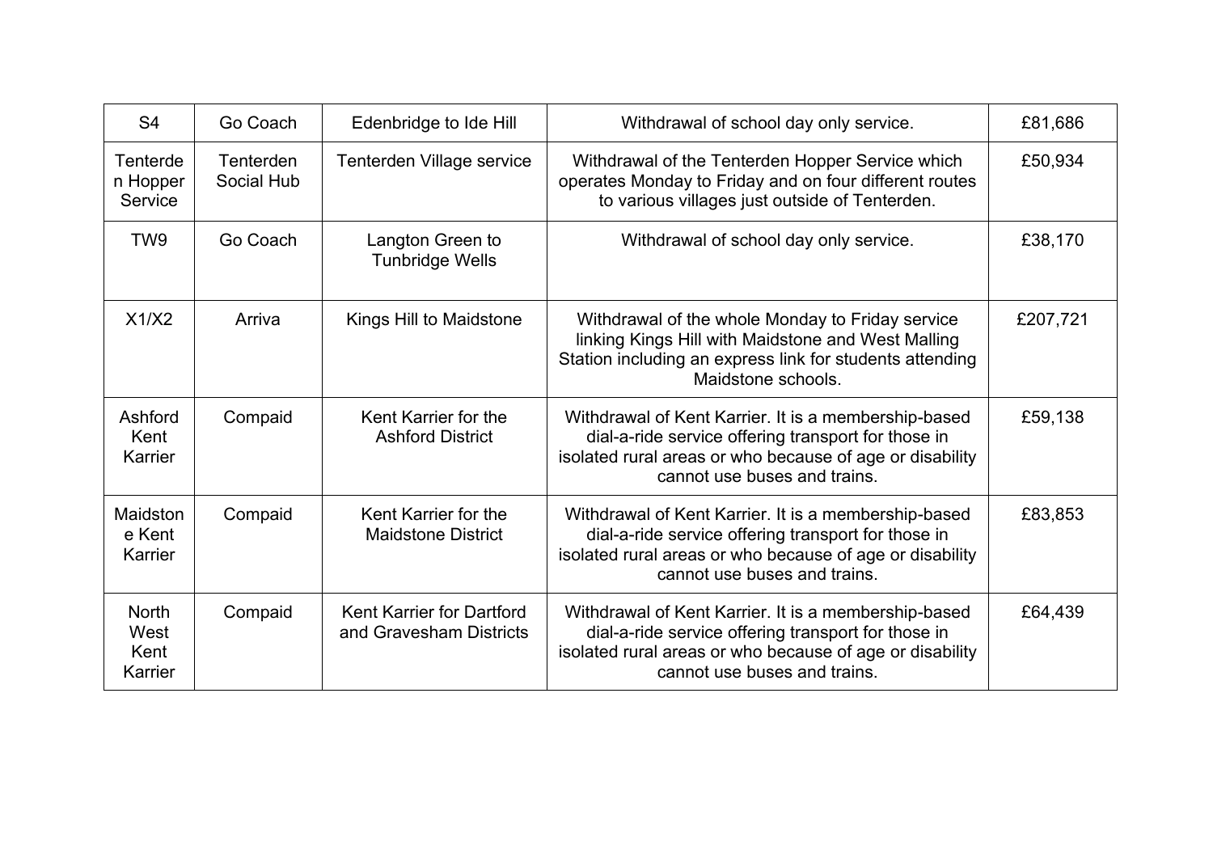| S4 | Go Coach | Edenbridge to Ide Hill | Withdrawal of school day only service. | £81,686 |
|---|---|---|---|---|
| Tenterden Hopper Service | Tenterden Social Hub | Tenterden Village service | Withdrawal of the Tenterden Hopper Service which operates Monday to Friday and on four different routes to various villages just outside of Tenterden. | £50,934 |
| TW9 | Go Coach | Langton Green to Tunbridge Wells | Withdrawal of school day only service. | £38,170 |
| X1/X2 | Arriva | Kings Hill to Maidstone | Withdrawal of the whole Monday to Friday service linking Kings Hill with Maidstone and West Malling Station including an express link for students attending Maidstone schools. | £207,721 |
| Ashford Kent Karrier | Compaid | Kent Karrier for the Ashford District | Withdrawal of Kent Karrier. It is a membership-based dial-a-ride service offering transport for those in isolated rural areas or who because of age or disability cannot use buses and trains. | £59,138 |
| Maidstone Kent Karrier | Compaid | Kent Karrier for the Maidstone District | Withdrawal of Kent Karrier. It is a membership-based dial-a-ride service offering transport for those in isolated rural areas or who because of age or disability cannot use buses and trains. | £83,853 |
| North West Kent Karrier | Compaid | Kent Karrier for Dartford and Gravesham Districts | Withdrawal of Kent Karrier. It is a membership-based dial-a-ride service offering transport for those in isolated rural areas or who because of age or disability cannot use buses and trains. | £64,439 |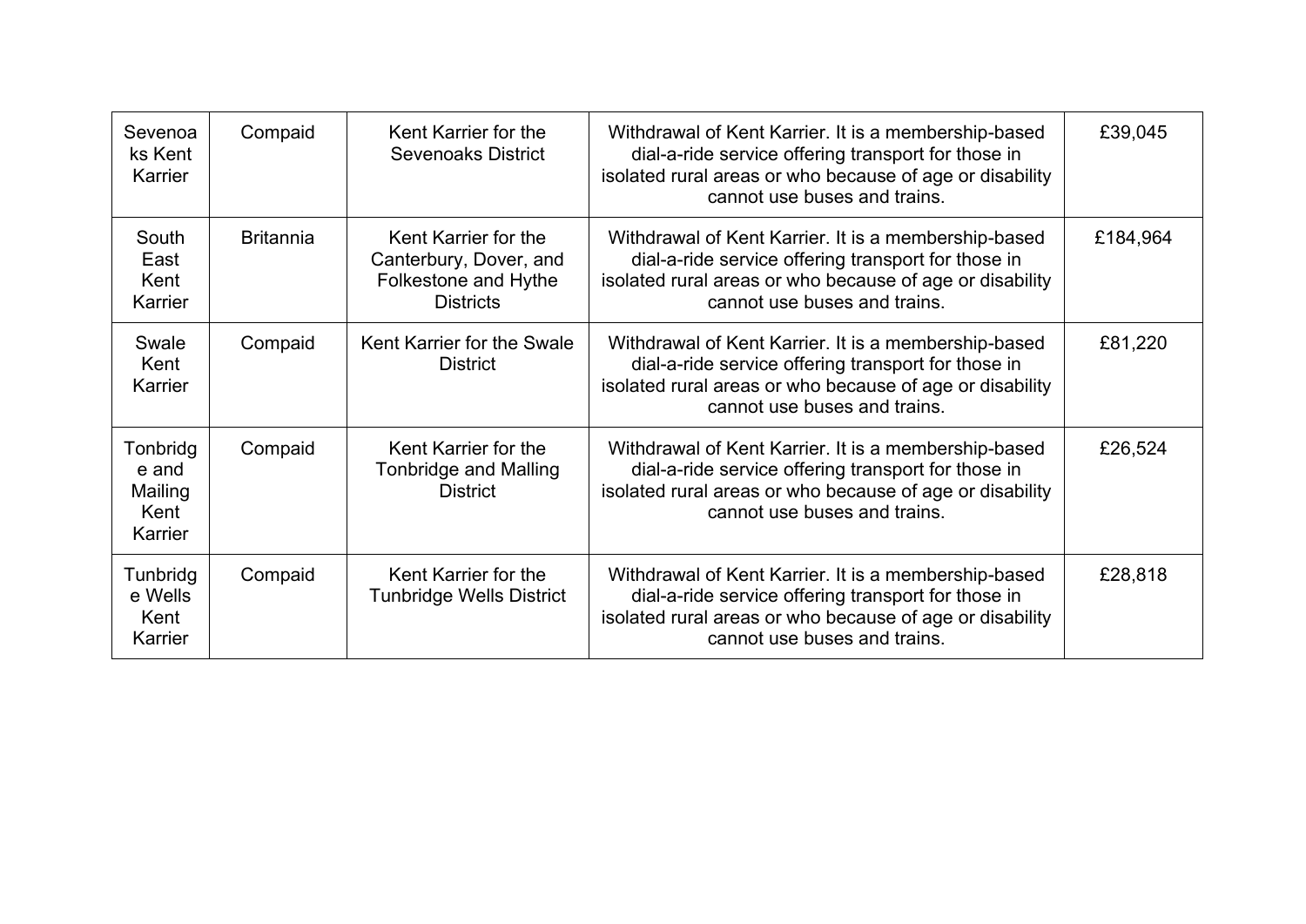| | | | | |
|---|---|---|---|---|
| Sevenoaks Kent Karrier | Compaid | Kent Karrier for the Sevenoaks District | Withdrawal of Kent Karrier. It is a membership-based dial-a-ride service offering transport for those in isolated rural areas or who because of age or disability cannot use buses and trains. | £39,045 |
| South East Kent Karrier | Britannia | Kent Karrier for the Canterbury, Dover, and Folkestone and Hythe Districts | Withdrawal of Kent Karrier. It is a membership-based dial-a-ride service offering transport for those in isolated rural areas or who because of age or disability cannot use buses and trains. | £184,964 |
| Swale Kent Karrier | Compaid | Kent Karrier for the Swale District | Withdrawal of Kent Karrier. It is a membership-based dial-a-ride service offering transport for those in isolated rural areas or who because of age or disability cannot use buses and trains. | £81,220 |
| Tonbridge and Mailing Kent Karrier | Compaid | Kent Karrier for the Tonbridge and Malling District | Withdrawal of Kent Karrier. It is a membership-based dial-a-ride service offering transport for those in isolated rural areas or who because of age or disability cannot use buses and trains. | £26,524 |
| Tunbridge Wells Kent Karrier | Compaid | Kent Karrier for the Tunbridge Wells District | Withdrawal of Kent Karrier. It is a membership-based dial-a-ride service offering transport for those in isolated rural areas or who because of age or disability cannot use buses and trains. | £28,818 |